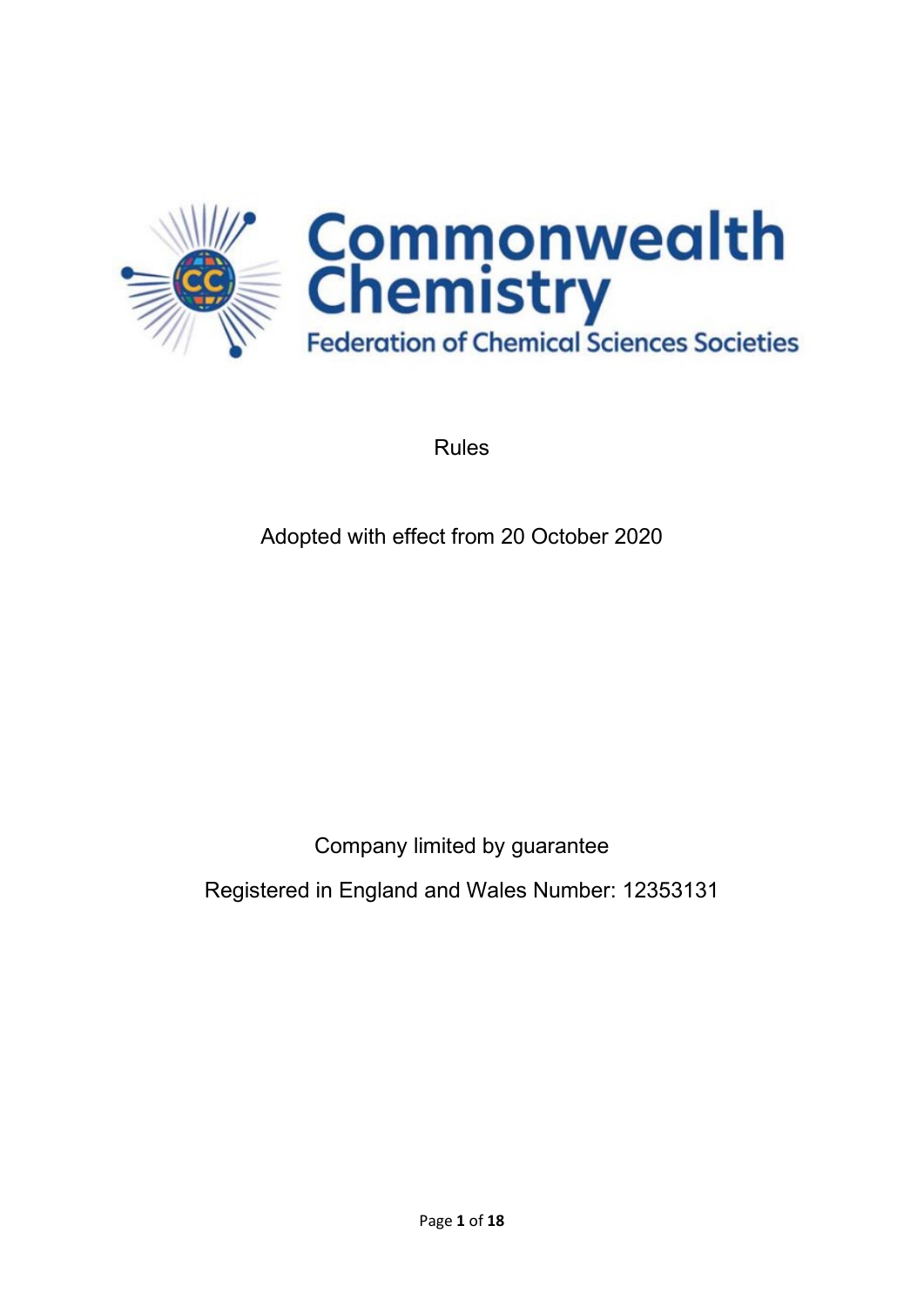# Commonwealth Chemistry

Federation of Chemical Sciences Societies

Rules

Adopted with effect from 20 October 2020

Company limited by guarantee

Registered in England and Wales Number: 12353131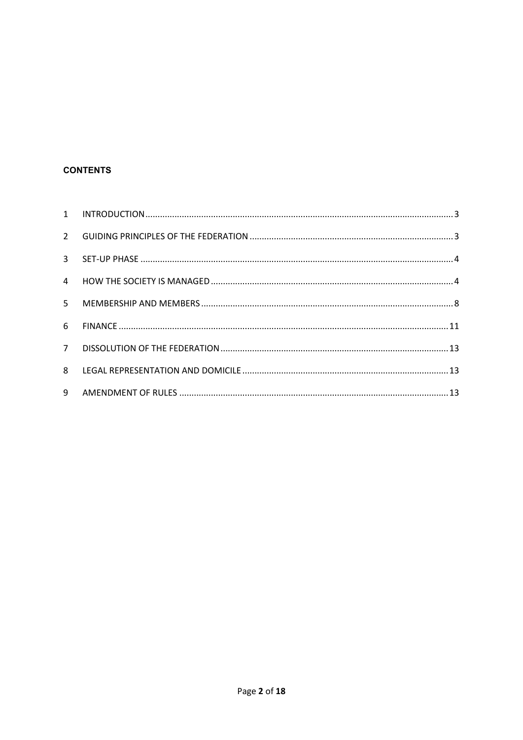**CONTENTS**

1 INTRODUCTION ........................................................................................................................ 3

2 GUIDING PRINCIPLES OF THE FEDERATION ........................................................................ 3

3 SET-UP PHASE ........................................................................................................................ 4

4 HOW THE SOCIETY IS MANAGED ......................................................................................... 4

5 MEMBERSHIP AND MEMBERS .............................................................................................. 8

6 FINANCE ................................................................................................................................ 11

7 DISSOLUTION OF THE FEDERATION .................................................................................... 13

8 LEGAL REPRESENTATION AND DOMICILE ........................................................................... 13

9 AMENDMENT OF RULES ....................................................................................................... 13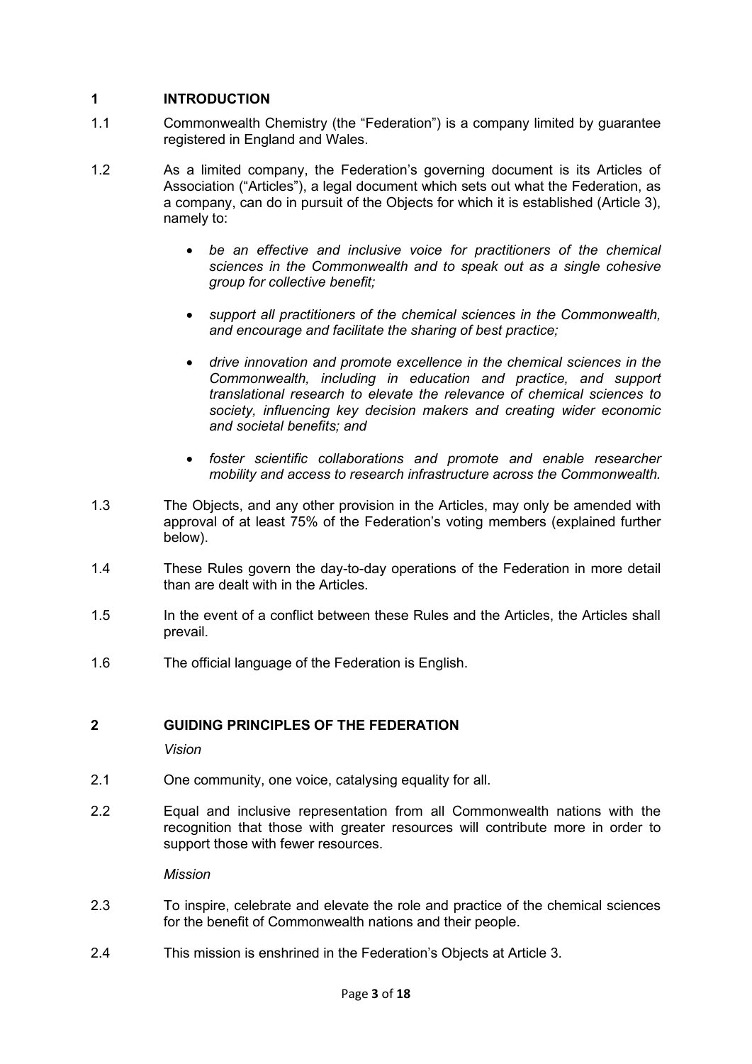## 1 INTRODUCTION

1.1 Commonwealth Chemistry (the "Federation") is a company limited by guarantee registered in England and Wales.

1.2 As a limited company, the Federation's governing document is its Articles of Association ("Articles"), a legal document which sets out what the Federation, as a company, can do in pursuit of the Objects for which it is established (Article 3), namely to:

- *be an effective and inclusive voice for practitioners of the chemical sciences in the Commonwealth and to speak out as a single cohesive group for collective benefit;*
- *support all practitioners of the chemical sciences in the Commonwealth, and encourage and facilitate the sharing of best practice;*
- *drive innovation and promote excellence in the chemical sciences in the Commonwealth, including in education and practice, and support translational research to elevate the relevance of chemical sciences to society, influencing key decision makers and creating wider economic and societal benefits; and*
- *foster scientific collaborations and promote and enable researcher mobility and access to research infrastructure across the Commonwealth.*

1.3 The Objects, and any other provision in the Articles, may only be amended with approval of at least 75% of the Federation's voting members (explained further below).

1.4 These Rules govern the day-to-day operations of the Federation in more detail than are dealt with in the Articles.

1.5 In the event of a conflict between these Rules and the Articles, the Articles shall prevail.

1.6 The official language of the Federation is English.

## 2 GUIDING PRINCIPLES OF THE FEDERATION

*Vision*

2.1 One community, one voice, catalysing equality for all.

2.2 Equal and inclusive representation from all Commonwealth nations with the recognition that those with greater resources will contribute more in order to support those with fewer resources.

*Mission*

2.3 To inspire, celebrate and elevate the role and practice of the chemical sciences for the benefit of Commonwealth nations and their people.

2.4 This mission is enshrined in the Federation's Objects at Article 3.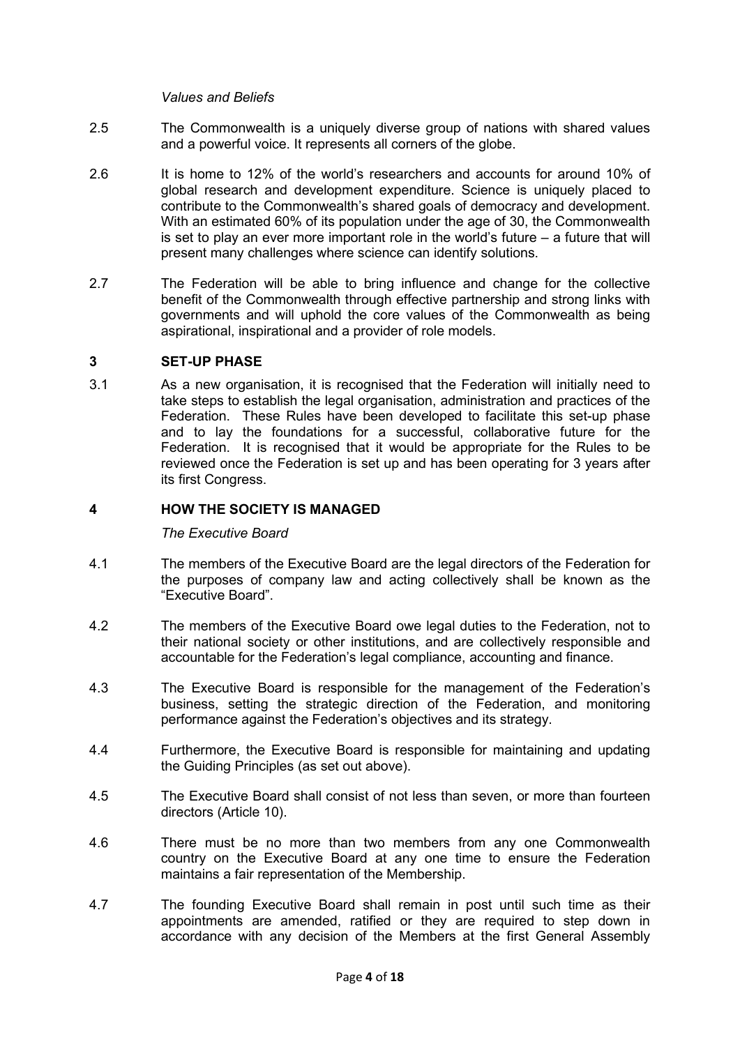*Values and Beliefs*

2.5 The Commonwealth is a uniquely diverse group of nations with shared values and a powerful voice. It represents all corners of the globe.

2.6 It is home to 12% of the world's researchers and accounts for around 10% of global research and development expenditure. Science is uniquely placed to contribute to the Commonwealth's shared goals of democracy and development. With an estimated 60% of its population under the age of 30, the Commonwealth is set to play an ever more important role in the world's future – a future that will present many challenges where science can identify solutions.

2.7 The Federation will be able to bring influence and change for the collective benefit of the Commonwealth through effective partnership and strong links with governments and will uphold the core values of the Commonwealth as being aspirational, inspirational and a provider of role models.

## 3 SET-UP PHASE

3.1 As a new organisation, it is recognised that the Federation will initially need to take steps to establish the legal organisation, administration and practices of the Federation. These Rules have been developed to facilitate this set-up phase and to lay the foundations for a successful, collaborative future for the Federation. It is recognised that it would be appropriate for the Rules to be reviewed once the Federation is set up and has been operating for 3 years after its first Congress.

## 4 HOW THE SOCIETY IS MANAGED

*The Executive Board*

4.1 The members of the Executive Board are the legal directors of the Federation for the purposes of company law and acting collectively shall be known as the "Executive Board".

4.2 The members of the Executive Board owe legal duties to the Federation, not to their national society or other institutions, and are collectively responsible and accountable for the Federation's legal compliance, accounting and finance.

4.3 The Executive Board is responsible for the management of the Federation's business, setting the strategic direction of the Federation, and monitoring performance against the Federation's objectives and its strategy.

4.4 Furthermore, the Executive Board is responsible for maintaining and updating the Guiding Principles (as set out above).

4.5 The Executive Board shall consist of not less than seven, or more than fourteen directors (Article 10).

4.6 There must be no more than two members from any one Commonwealth country on the Executive Board at any one time to ensure the Federation maintains a fair representation of the Membership.

4.7 The founding Executive Board shall remain in post until such time as their appointments are amended, ratified or they are required to step down in accordance with any decision of the Members at the first General Assembly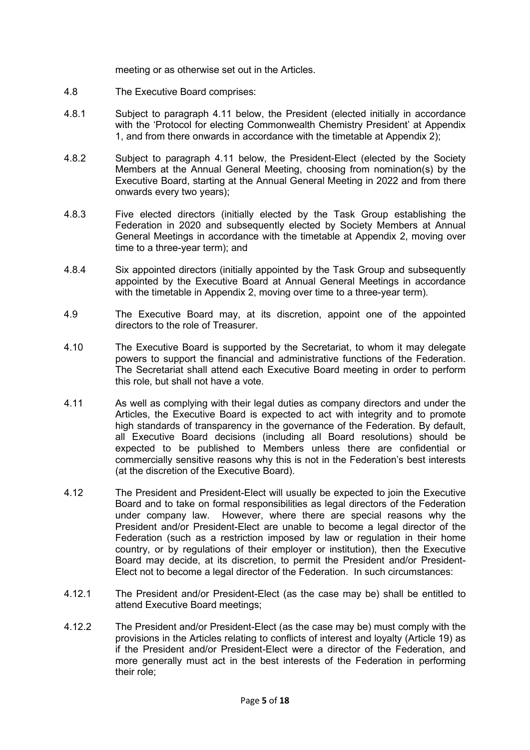meeting or as otherwise set out in the Articles.

4.8 The Executive Board comprises:

4.8.1 Subject to paragraph 4.11 below, the President (elected initially in accordance with the 'Protocol for electing Commonwealth Chemistry President' at Appendix 1, and from there onwards in accordance with the timetable at Appendix 2);

4.8.2 Subject to paragraph 4.11 below, the President-Elect (elected by the Society Members at the Annual General Meeting, choosing from nomination(s) by the Executive Board, starting at the Annual General Meeting in 2022 and from there onwards every two years);

4.8.3 Five elected directors (initially elected by the Task Group establishing the Federation in 2020 and subsequently elected by Society Members at Annual General Meetings in accordance with the timetable at Appendix 2, moving over time to a three-year term); and

4.8.4 Six appointed directors (initially appointed by the Task Group and subsequently appointed by the Executive Board at Annual General Meetings in accordance with the timetable in Appendix 2, moving over time to a three-year term).

4.9 The Executive Board may, at its discretion, appoint one of the appointed directors to the role of Treasurer.

4.10 The Executive Board is supported by the Secretariat, to whom it may delegate powers to support the financial and administrative functions of the Federation. The Secretariat shall attend each Executive Board meeting in order to perform this role, but shall not have a vote.

4.11 As well as complying with their legal duties as company directors and under the Articles, the Executive Board is expected to act with integrity and to promote high standards of transparency in the governance of the Federation. By default, all Executive Board decisions (including all Board resolutions) should be expected to be published to Members unless there are confidential or commercially sensitive reasons why this is not in the Federation's best interests (at the discretion of the Executive Board).

4.12 The President and President-Elect will usually be expected to join the Executive Board and to take on formal responsibilities as legal directors of the Federation under company law. However, where there are special reasons why the President and/or President-Elect are unable to become a legal director of the Federation (such as a restriction imposed by law or regulation in their home country, or by regulations of their employer or institution), then the Executive Board may decide, at its discretion, to permit the President and/or President-Elect not to become a legal director of the Federation. In such circumstances:

4.12.1 The President and/or President-Elect (as the case may be) shall be entitled to attend Executive Board meetings;

4.12.2 The President and/or President-Elect (as the case may be) must comply with the provisions in the Articles relating to conflicts of interest and loyalty (Article 19) as if the President and/or President-Elect were a director of the Federation, and more generally must act in the best interests of the Federation in performing their role;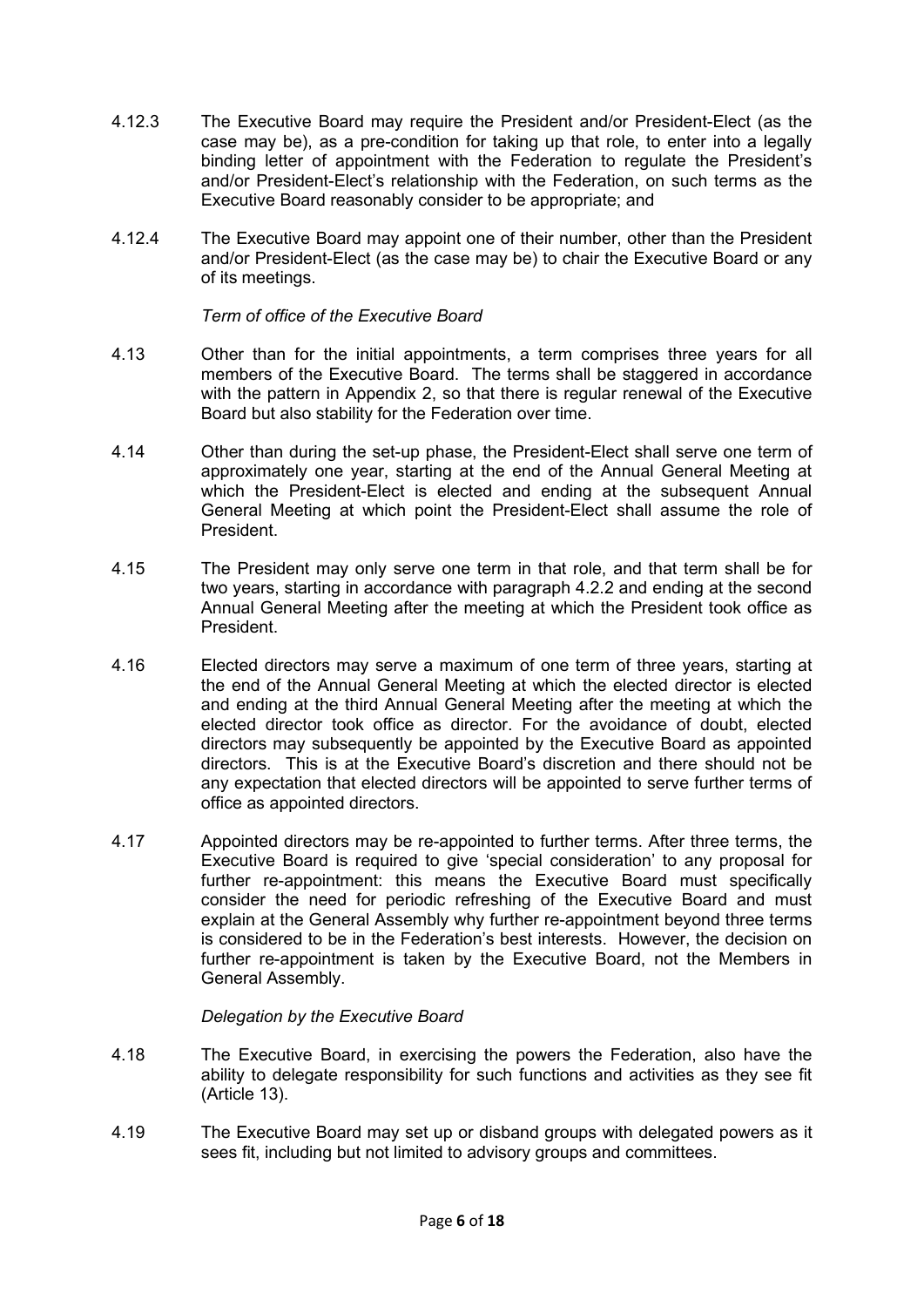4.12.3 The Executive Board may require the President and/or President-Elect (as the case may be), as a pre-condition for taking up that role, to enter into a legally binding letter of appointment with the Federation to regulate the President's and/or President-Elect's relationship with the Federation, on such terms as the Executive Board reasonably consider to be appropriate; and

4.12.4 The Executive Board may appoint one of their number, other than the President and/or President-Elect (as the case may be) to chair the Executive Board or any of its meetings.

*Term of office of the Executive Board*

4.13 Other than for the initial appointments, a term comprises three years for all members of the Executive Board. The terms shall be staggered in accordance with the pattern in Appendix 2, so that there is regular renewal of the Executive Board but also stability for the Federation over time.

4.14 Other than during the set-up phase, the President-Elect shall serve one term of approximately one year, starting at the end of the Annual General Meeting at which the President-Elect is elected and ending at the subsequent Annual General Meeting at which point the President-Elect shall assume the role of President.

4.15 The President may only serve one term in that role, and that term shall be for two years, starting in accordance with paragraph 4.2.2 and ending at the second Annual General Meeting after the meeting at which the President took office as President.

4.16 Elected directors may serve a maximum of one term of three years, starting at the end of the Annual General Meeting at which the elected director is elected and ending at the third Annual General Meeting after the meeting at which the elected director took office as director. For the avoidance of doubt, elected directors may subsequently be appointed by the Executive Board as appointed directors. This is at the Executive Board's discretion and there should not be any expectation that elected directors will be appointed to serve further terms of office as appointed directors.

4.17 Appointed directors may be re-appointed to further terms. After three terms, the Executive Board is required to give 'special consideration' to any proposal for further re-appointment: this means the Executive Board must specifically consider the need for periodic refreshing of the Executive Board and must explain at the General Assembly why further re-appointment beyond three terms is considered to be in the Federation's best interests. However, the decision on further re-appointment is taken by the Executive Board, not the Members in General Assembly.

*Delegation by the Executive Board*

4.18 The Executive Board, in exercising the powers the Federation, also have the ability to delegate responsibility for such functions and activities as they see fit (Article 13).

4.19 The Executive Board may set up or disband groups with delegated powers as it sees fit, including but not limited to advisory groups and committees.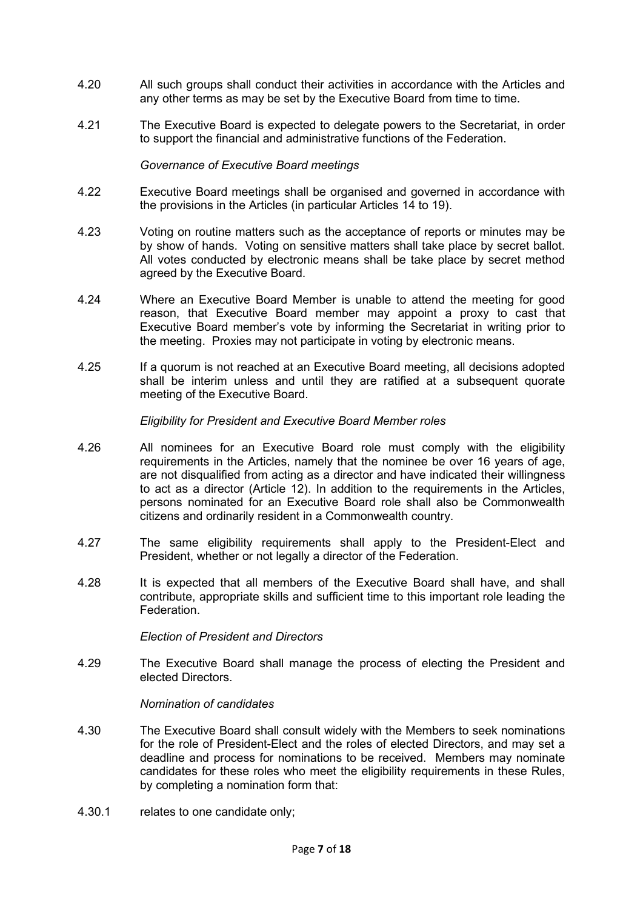4.20 All such groups shall conduct their activities in accordance with the Articles and any other terms as may be set by the Executive Board from time to time.

4.21 The Executive Board is expected to delegate powers to the Secretariat, in order to support the financial and administrative functions of the Federation.

*Governance of Executive Board meetings*

4.22 Executive Board meetings shall be organised and governed in accordance with the provisions in the Articles (in particular Articles 14 to 19).

4.23 Voting on routine matters such as the acceptance of reports or minutes may be by show of hands. Voting on sensitive matters shall take place by secret ballot. All votes conducted by electronic means shall be take place by secret method agreed by the Executive Board.

4.24 Where an Executive Board Member is unable to attend the meeting for good reason, that Executive Board member may appoint a proxy to cast that Executive Board member's vote by informing the Secretariat in writing prior to the meeting. Proxies may not participate in voting by electronic means.

4.25 If a quorum is not reached at an Executive Board meeting, all decisions adopted shall be interim unless and until they are ratified at a subsequent quorate meeting of the Executive Board.

*Eligibility for President and Executive Board Member roles*

4.26 All nominees for an Executive Board role must comply with the eligibility requirements in the Articles, namely that the nominee be over 16 years of age, are not disqualified from acting as a director and have indicated their willingness to act as a director (Article 12). In addition to the requirements in the Articles, persons nominated for an Executive Board role shall also be Commonwealth citizens and ordinarily resident in a Commonwealth country.

4.27 The same eligibility requirements shall apply to the President-Elect and President, whether or not legally a director of the Federation.

4.28 It is expected that all members of the Executive Board shall have, and shall contribute, appropriate skills and sufficient time to this important role leading the Federation.

*Election of President and Directors*

4.29 The Executive Board shall manage the process of electing the President and elected Directors.

*Nomination of candidates*

4.30 The Executive Board shall consult widely with the Members to seek nominations for the role of President-Elect and the roles of elected Directors, and may set a deadline and process for nominations to be received. Members may nominate candidates for these roles who meet the eligibility requirements in these Rules, by completing a nomination form that:

4.30.1 relates to one candidate only;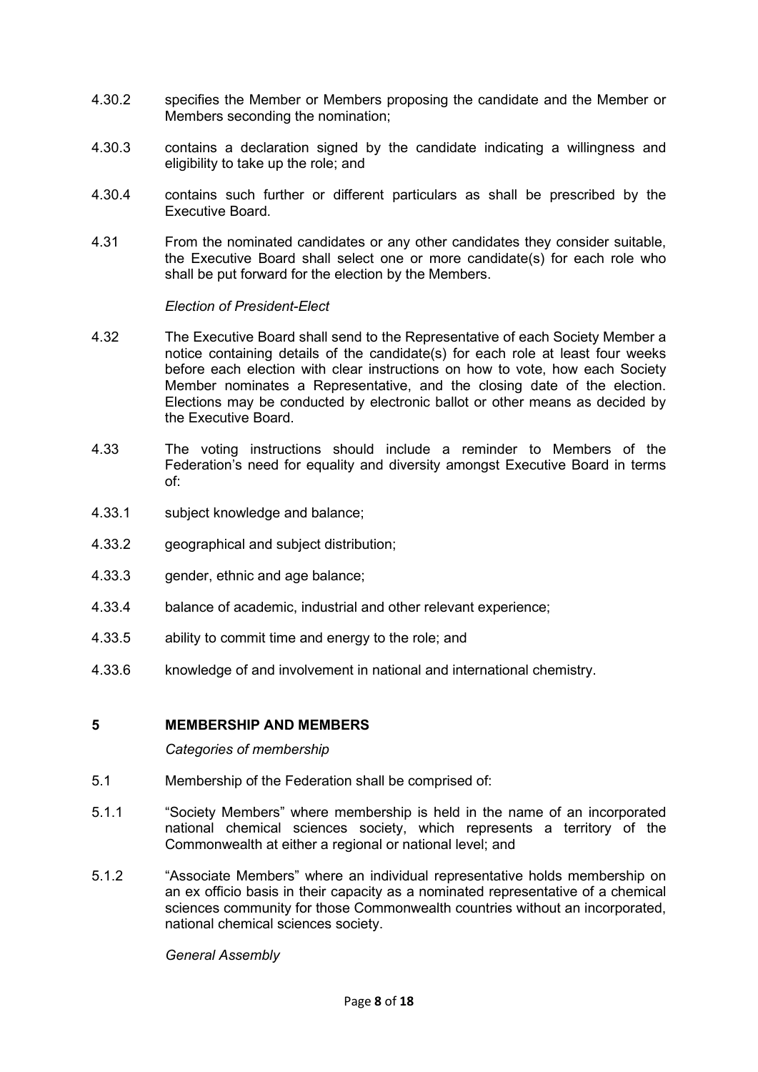4.30.2 specifies the Member or Members proposing the candidate and the Member or Members seconding the nomination;

4.30.3 contains a declaration signed by the candidate indicating a willingness and eligibility to take up the role; and

4.30.4 contains such further or different particulars as shall be prescribed by the Executive Board.

4.31 From the nominated candidates or any other candidates they consider suitable, the Executive Board shall select one or more candidate(s) for each role who shall be put forward for the election by the Members.

*Election of President-Elect*

4.32 The Executive Board shall send to the Representative of each Society Member a notice containing details of the candidate(s) for each role at least four weeks before each election with clear instructions on how to vote, how each Society Member nominates a Representative, and the closing date of the election. Elections may be conducted by electronic ballot or other means as decided by the Executive Board.

4.33 The voting instructions should include a reminder to Members of the Federation's need for equality and diversity amongst Executive Board in terms of:

4.33.1 subject knowledge and balance;

4.33.2 geographical and subject distribution;

4.33.3 gender, ethnic and age balance;

4.33.4 balance of academic, industrial and other relevant experience;

4.33.5 ability to commit time and energy to the role; and

4.33.6 knowledge of and involvement in national and international chemistry.

## 5 MEMBERSHIP AND MEMBERS

*Categories of membership*

5.1 Membership of the Federation shall be comprised of:

5.1.1 "Society Members" where membership is held in the name of an incorporated national chemical sciences society, which represents a territory of the Commonwealth at either a regional or national level; and

5.1.2 "Associate Members" where an individual representative holds membership on an ex officio basis in their capacity as a nominated representative of a chemical sciences community for those Commonwealth countries without an incorporated, national chemical sciences society.

*General Assembly*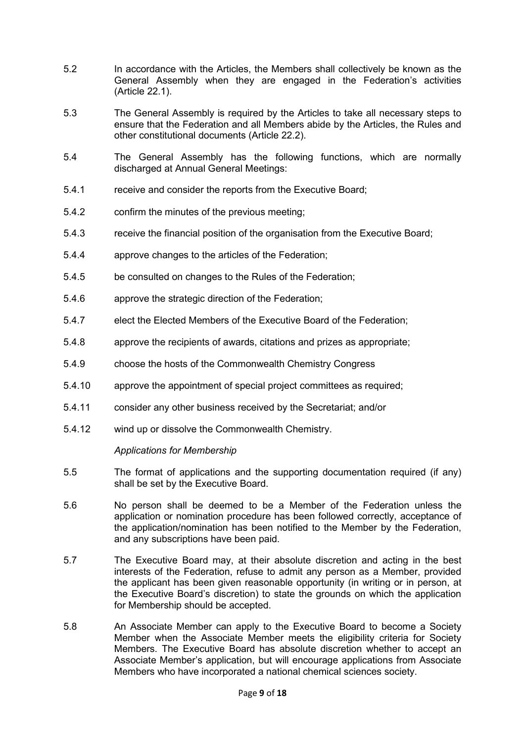5.2 In accordance with the Articles, the Members shall collectively be known as the General Assembly when they are engaged in the Federation's activities (Article 22.1).

5.3 The General Assembly is required by the Articles to take all necessary steps to ensure that the Federation and all Members abide by the Articles, the Rules and other constitutional documents (Article 22.2).

5.4 The General Assembly has the following functions, which are normally discharged at Annual General Meetings:

5.4.1 receive and consider the reports from the Executive Board;

5.4.2 confirm the minutes of the previous meeting;

5.4.3 receive the financial position of the organisation from the Executive Board;

5.4.4 approve changes to the articles of the Federation;

5.4.5 be consulted on changes to the Rules of the Federation;

5.4.6 approve the strategic direction of the Federation;

5.4.7 elect the Elected Members of the Executive Board of the Federation;

5.4.8 approve the recipients of awards, citations and prizes as appropriate;

5.4.9 choose the hosts of the Commonwealth Chemistry Congress

5.4.10 approve the appointment of special project committees as required;

5.4.11 consider any other business received by the Secretariat; and/or

5.4.12 wind up or dissolve the Commonwealth Chemistry.

*Applications for Membership*

5.5 The format of applications and the supporting documentation required (if any) shall be set by the Executive Board.

5.6 No person shall be deemed to be a Member of the Federation unless the application or nomination procedure has been followed correctly, acceptance of the application/nomination has been notified to the Member by the Federation, and any subscriptions have been paid.

5.7 The Executive Board may, at their absolute discretion and acting in the best interests of the Federation, refuse to admit any person as a Member, provided the applicant has been given reasonable opportunity (in writing or in person, at the Executive Board's discretion) to state the grounds on which the application for Membership should be accepted.

5.8 An Associate Member can apply to the Executive Board to become a Society Member when the Associate Member meets the eligibility criteria for Society Members. The Executive Board has absolute discretion whether to accept an Associate Member's application, but will encourage applications from Associate Members who have incorporated a national chemical sciences society.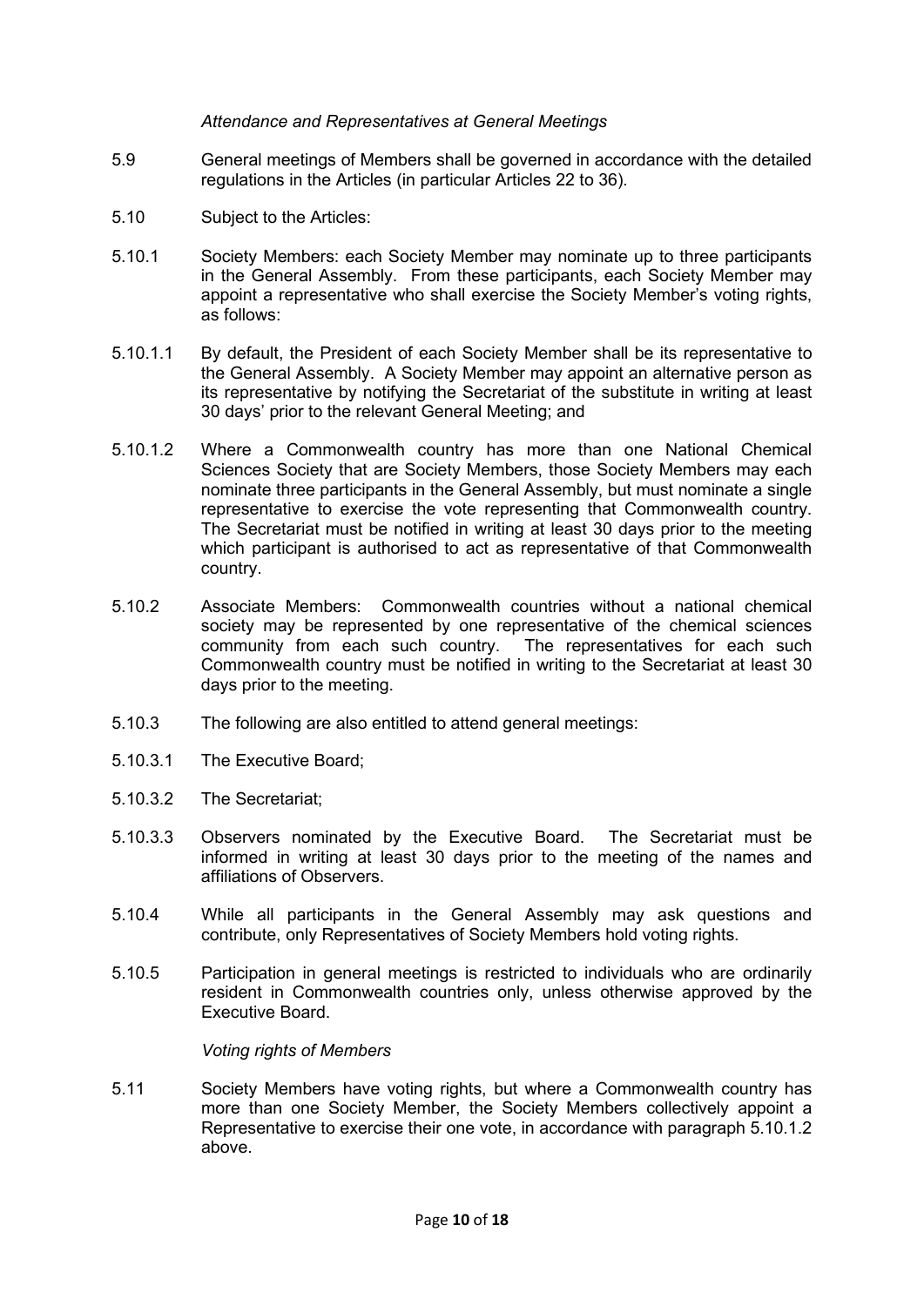*Attendance and Representatives at General Meetings*

5.9 General meetings of Members shall be governed in accordance with the detailed regulations in the Articles (in particular Articles 22 to 36).

5.10 Subject to the Articles:

5.10.1 Society Members: each Society Member may nominate up to three participants in the General Assembly. From these participants, each Society Member may appoint a representative who shall exercise the Society Member's voting rights, as follows:

5.10.1.1 By default, the President of each Society Member shall be its representative to the General Assembly. A Society Member may appoint an alternative person as its representative by notifying the Secretariat of the substitute in writing at least 30 days' prior to the relevant General Meeting; and

5.10.1.2 Where a Commonwealth country has more than one National Chemical Sciences Society that are Society Members, those Society Members may each nominate three participants in the General Assembly, but must nominate a single representative to exercise the vote representing that Commonwealth country. The Secretariat must be notified in writing at least 30 days prior to the meeting which participant is authorised to act as representative of that Commonwealth country.

5.10.2 Associate Members: Commonwealth countries without a national chemical society may be represented by one representative of the chemical sciences community from each such country. The representatives for each such Commonwealth country must be notified in writing to the Secretariat at least 30 days prior to the meeting.

5.10.3 The following are also entitled to attend general meetings:

5.10.3.1 The Executive Board;

5.10.3.2 The Secretariat;

5.10.3.3 Observers nominated by the Executive Board. The Secretariat must be informed in writing at least 30 days prior to the meeting of the names and affiliations of Observers.

5.10.4 While all participants in the General Assembly may ask questions and contribute, only Representatives of Society Members hold voting rights.

5.10.5 Participation in general meetings is restricted to individuals who are ordinarily resident in Commonwealth countries only, unless otherwise approved by the Executive Board.

*Voting rights of Members*

5.11 Society Members have voting rights, but where a Commonwealth country has more than one Society Member, the Society Members collectively appoint a Representative to exercise their one vote, in accordance with paragraph 5.10.1.2 above.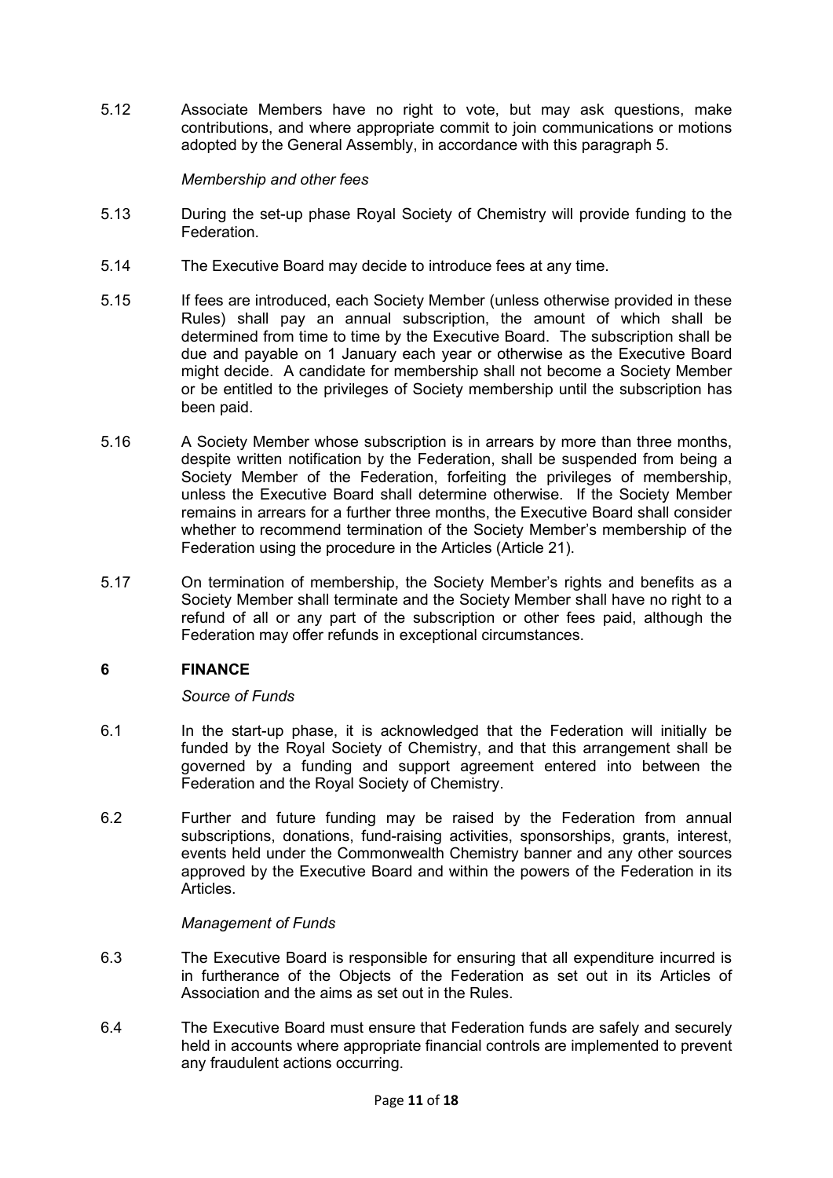5.12 Associate Members have no right to vote, but may ask questions, make contributions, and where appropriate commit to join communications or motions adopted by the General Assembly, in accordance with this paragraph 5.

*Membership and other fees*

5.13 During the set-up phase Royal Society of Chemistry will provide funding to the Federation.

5.14 The Executive Board may decide to introduce fees at any time.

5.15 If fees are introduced, each Society Member (unless otherwise provided in these Rules) shall pay an annual subscription, the amount of which shall be determined from time to time by the Executive Board. The subscription shall be due and payable on 1 January each year or otherwise as the Executive Board might decide. A candidate for membership shall not become a Society Member or be entitled to the privileges of Society membership until the subscription has been paid.

5.16 A Society Member whose subscription is in arrears by more than three months, despite written notification by the Federation, shall be suspended from being a Society Member of the Federation, forfeiting the privileges of membership, unless the Executive Board shall determine otherwise. If the Society Member remains in arrears for a further three months, the Executive Board shall consider whether to recommend termination of the Society Member's membership of the Federation using the procedure in the Articles (Article 21).

5.17 On termination of membership, the Society Member's rights and benefits as a Society Member shall terminate and the Society Member shall have no right to a refund of all or any part of the subscription or other fees paid, although the Federation may offer refunds in exceptional circumstances.

## 6 FINANCE

*Source of Funds*

6.1 In the start-up phase, it is acknowledged that the Federation will initially be funded by the Royal Society of Chemistry, and that this arrangement shall be governed by a funding and support agreement entered into between the Federation and the Royal Society of Chemistry.

6.2 Further and future funding may be raised by the Federation from annual subscriptions, donations, fund-raising activities, sponsorships, grants, interest, events held under the Commonwealth Chemistry banner and any other sources approved by the Executive Board and within the powers of the Federation in its Articles.

*Management of Funds*

6.3 The Executive Board is responsible for ensuring that all expenditure incurred is in furtherance of the Objects of the Federation as set out in its Articles of Association and the aims as set out in the Rules.

6.4 The Executive Board must ensure that Federation funds are safely and securely held in accounts where appropriate financial controls are implemented to prevent any fraudulent actions occurring.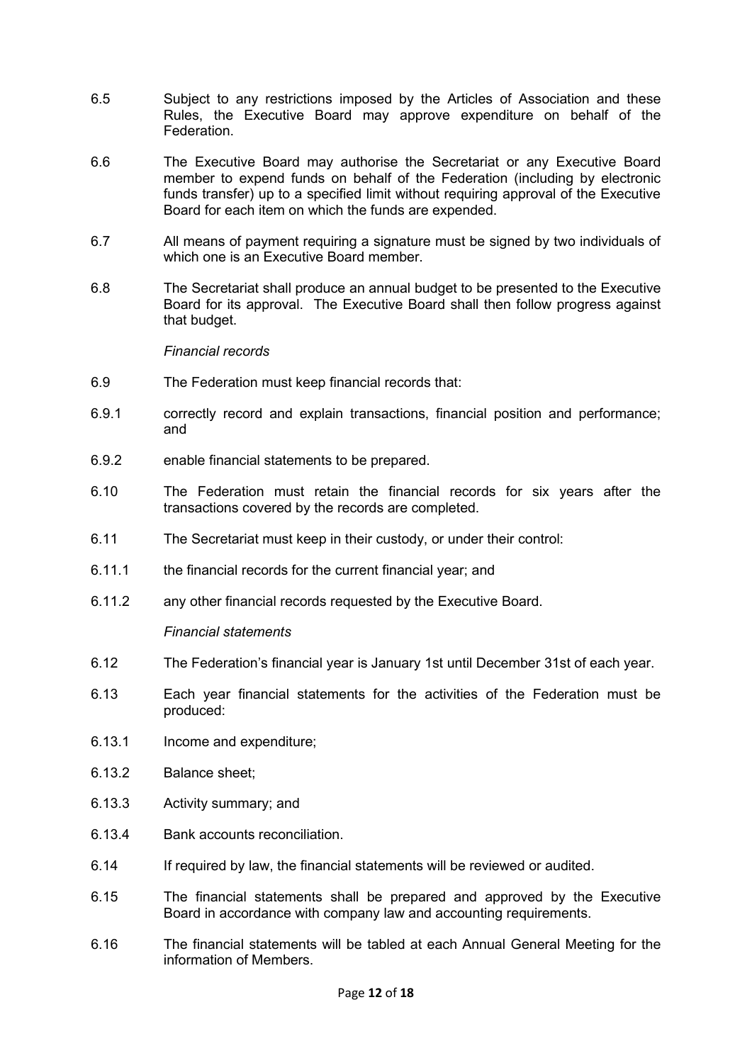6.5 Subject to any restrictions imposed by the Articles of Association and these Rules, the Executive Board may approve expenditure on behalf of the Federation.

6.6 The Executive Board may authorise the Secretariat or any Executive Board member to expend funds on behalf of the Federation (including by electronic funds transfer) up to a specified limit without requiring approval of the Executive Board for each item on which the funds are expended.

6.7 All means of payment requiring a signature must be signed by two individuals of which one is an Executive Board member.

6.8 The Secretariat shall produce an annual budget to be presented to the Executive Board for its approval. The Executive Board shall then follow progress against that budget.

*Financial records*

6.9 The Federation must keep financial records that:

6.9.1 correctly record and explain transactions, financial position and performance; and

6.9.2 enable financial statements to be prepared.

6.10 The Federation must retain the financial records for six years after the transactions covered by the records are completed.

6.11 The Secretariat must keep in their custody, or under their control:

6.11.1 the financial records for the current financial year; and

6.11.2 any other financial records requested by the Executive Board.

*Financial statements*

6.12 The Federation's financial year is January 1st until December 31st of each year.

6.13 Each year financial statements for the activities of the Federation must be produced:

6.13.1 Income and expenditure;

6.13.2 Balance sheet;

6.13.3 Activity summary; and

6.13.4 Bank accounts reconciliation.

6.14 If required by law, the financial statements will be reviewed or audited.

6.15 The financial statements shall be prepared and approved by the Executive Board in accordance with company law and accounting requirements.

6.16 The financial statements will be tabled at each Annual General Meeting for the information of Members.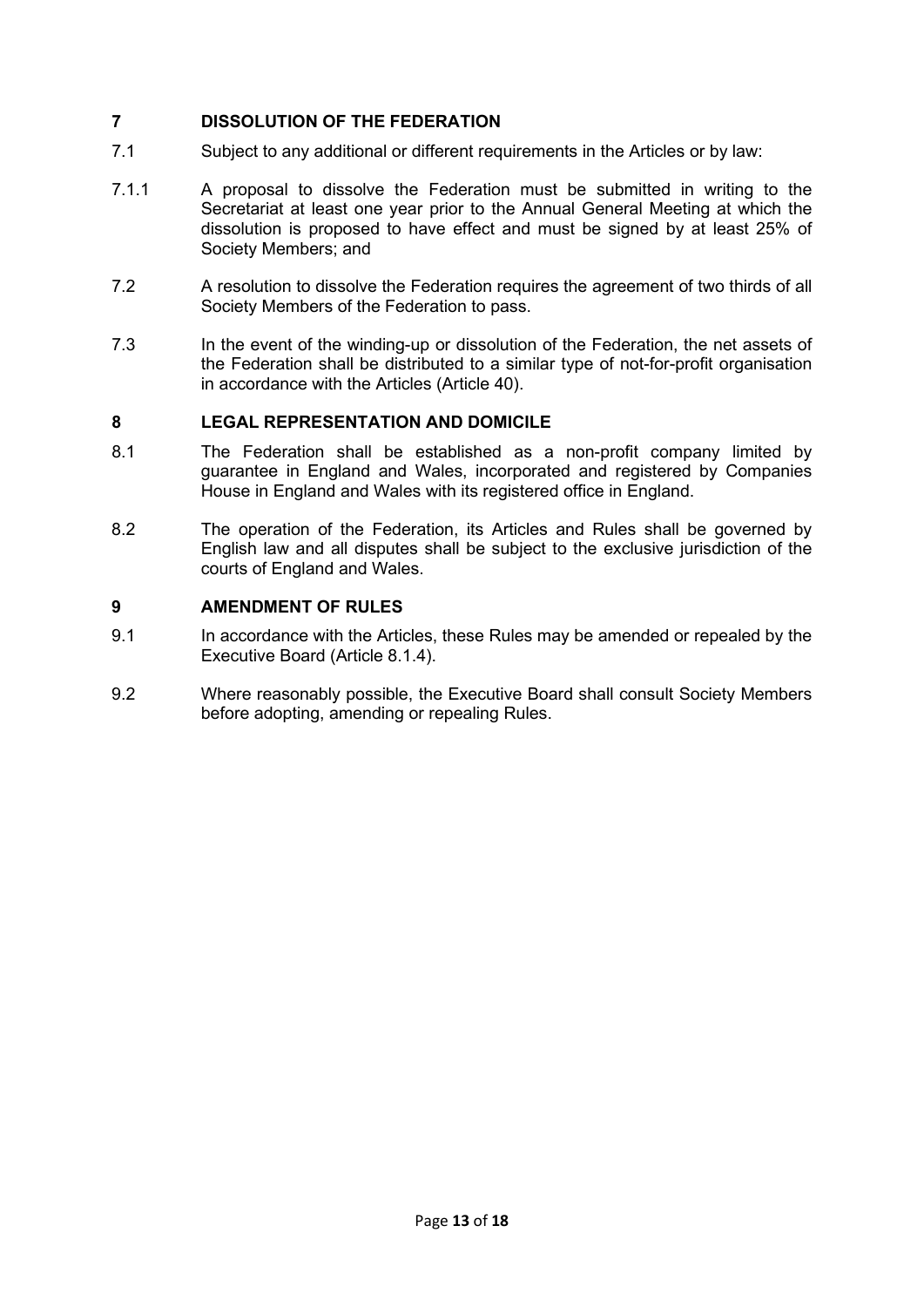## 7 DISSOLUTION OF THE FEDERATION

7.1 Subject to any additional or different requirements in the Articles or by law:

7.1.1 A proposal to dissolve the Federation must be submitted in writing to the Secretariat at least one year prior to the Annual General Meeting at which the dissolution is proposed to have effect and must be signed by at least 25% of Society Members; and

7.2 A resolution to dissolve the Federation requires the agreement of two thirds of all Society Members of the Federation to pass.

7.3 In the event of the winding-up or dissolution of the Federation, the net assets of the Federation shall be distributed to a similar type of not-for-profit organisation in accordance with the Articles (Article 40).

## 8 LEGAL REPRESENTATION AND DOMICILE

8.1 The Federation shall be established as a non-profit company limited by guarantee in England and Wales, incorporated and registered by Companies House in England and Wales with its registered office in England.

8.2 The operation of the Federation, its Articles and Rules shall be governed by English law and all disputes shall be subject to the exclusive jurisdiction of the courts of England and Wales.

## 9 AMENDMENT OF RULES

9.1 In accordance with the Articles, these Rules may be amended or repealed by the Executive Board (Article 8.1.4).

9.2 Where reasonably possible, the Executive Board shall consult Society Members before adopting, amending or repealing Rules.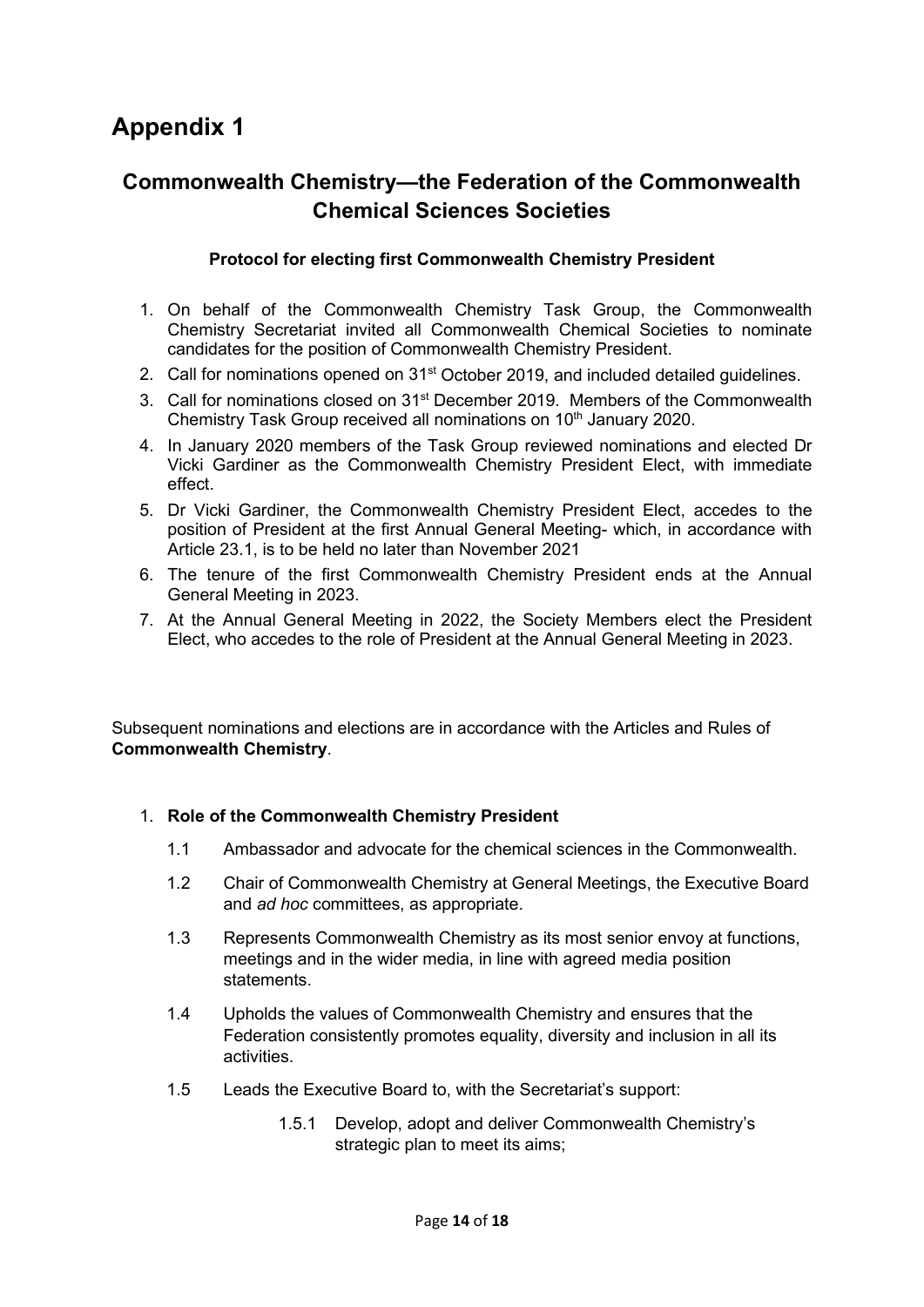# Appendix 1

## Commonwealth Chemistry—the Federation of the Commonwealth Chemical Sciences Societies

**Protocol for electing first Commonwealth Chemistry President**

1. On behalf of the Commonwealth Chemistry Task Group, the Commonwealth Chemistry Secretariat invited all Commonwealth Chemical Societies to nominate candidates for the position of Commonwealth Chemistry President.
2. Call for nominations opened on 31st October 2019, and included detailed guidelines.
3. Call for nominations closed on 31st December 2019. Members of the Commonwealth Chemistry Task Group received all nominations on 10th January 2020.
4. In January 2020 members of the Task Group reviewed nominations and elected Dr Vicki Gardiner as the Commonwealth Chemistry President Elect, with immediate effect.
5. Dr Vicki Gardiner, the Commonwealth Chemistry President Elect, accedes to the position of President at the first Annual General Meeting- which, in accordance with Article 23.1, is to be held no later than November 2021
6. The tenure of the first Commonwealth Chemistry President ends at the Annual General Meeting in 2023.
7. At the Annual General Meeting in 2022, the Society Members elect the President Elect, who accedes to the role of President at the Annual General Meeting in 2023.

Subsequent nominations and elections are in accordance with the Articles and Rules of **Commonwealth Chemistry**.

1. **Role of the Commonwealth Chemistry President**

   1.1 Ambassador and advocate for the chemical sciences in the Commonwealth.

   1.2 Chair of Commonwealth Chemistry at General Meetings, the Executive Board and *ad hoc* committees, as appropriate.

   1.3 Represents Commonwealth Chemistry as its most senior envoy at functions, meetings and in the wider media, in line with agreed media position statements.

   1.4 Upholds the values of Commonwealth Chemistry and ensures that the Federation consistently promotes equality, diversity and inclusion in all its activities.

   1.5 Leads the Executive Board to, with the Secretariat's support:

      1.5.1 Develop, adopt and deliver Commonwealth Chemistry's strategic plan to meet its aims;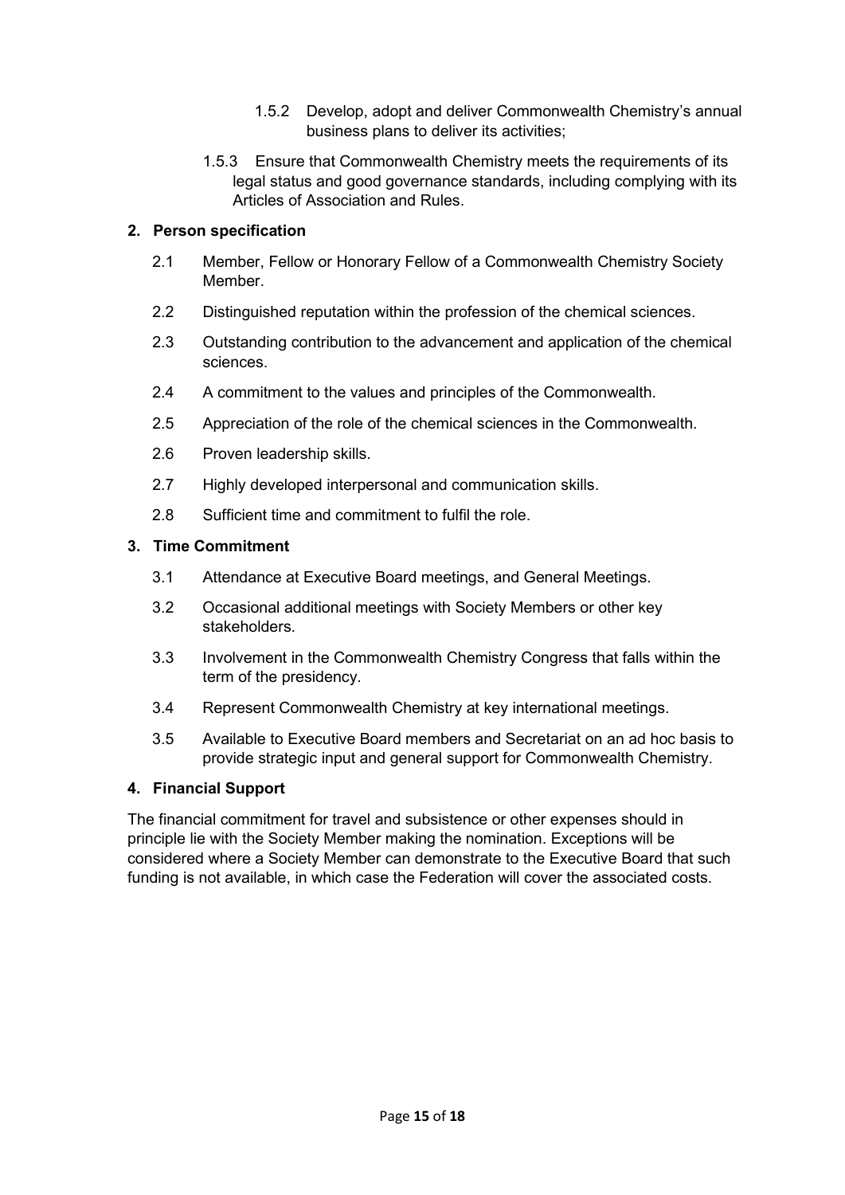1.5.2 Develop, adopt and deliver Commonwealth Chemistry's annual business plans to deliver its activities;

1.5.3 Ensure that Commonwealth Chemistry meets the requirements of its legal status and good governance standards, including complying with its Articles of Association and Rules.

**2. Person specification**

2.1 Member, Fellow or Honorary Fellow of a Commonwealth Chemistry Society Member.

2.2 Distinguished reputation within the profession of the chemical sciences.

2.3 Outstanding contribution to the advancement and application of the chemical sciences.

2.4 A commitment to the values and principles of the Commonwealth.

2.5 Appreciation of the role of the chemical sciences in the Commonwealth.

2.6 Proven leadership skills.

2.7 Highly developed interpersonal and communication skills.

2.8 Sufficient time and commitment to fulfil the role.

**3. Time Commitment**

3.1 Attendance at Executive Board meetings, and General Meetings.

3.2 Occasional additional meetings with Society Members or other key stakeholders.

3.3 Involvement in the Commonwealth Chemistry Congress that falls within the term of the presidency.

3.4 Represent Commonwealth Chemistry at key international meetings.

3.5 Available to Executive Board members and Secretariat on an ad hoc basis to provide strategic input and general support for Commonwealth Chemistry.

**4. Financial Support**

The financial commitment for travel and subsistence or other expenses should in principle lie with the Society Member making the nomination. Exceptions will be considered where a Society Member can demonstrate to the Executive Board that such funding is not available, in which case the Federation will cover the associated costs.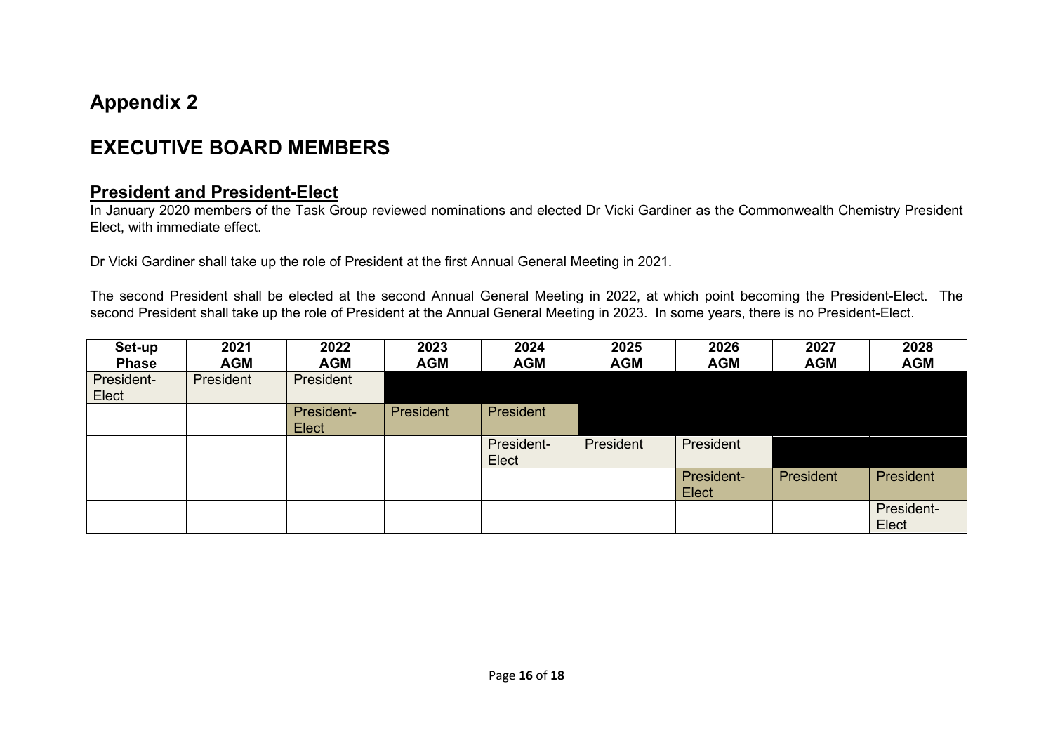# Appendix 2

# EXECUTIVE BOARD MEMBERS

## President and President-Elect

In January 2020 members of the Task Group reviewed nominations and elected Dr Vicki Gardiner as the Commonwealth Chemistry President Elect, with immediate effect.

Dr Vicki Gardiner shall take up the role of President at the first Annual General Meeting in 2021.

The second President shall be elected at the second Annual General Meeting in 2022, at which point becoming the President-Elect. The second President shall take up the role of President at the Annual General Meeting in 2023. In some years, there is no President-Elect.

| Set-up Phase | 2021 AGM | 2022 AGM | 2023 AGM | 2024 AGM | 2025 AGM | 2026 AGM | 2027 AGM | 2028 AGM |
|---|---|---|---|---|---|---|---|---|
| President-Elect | President | President | | | | | | |
| | | President-Elect | President | President | | | | |
| | | | | President-Elect | President | President | | |
| | | | | | | President-Elect | President | President |
| | | | | | | | | President-Elect |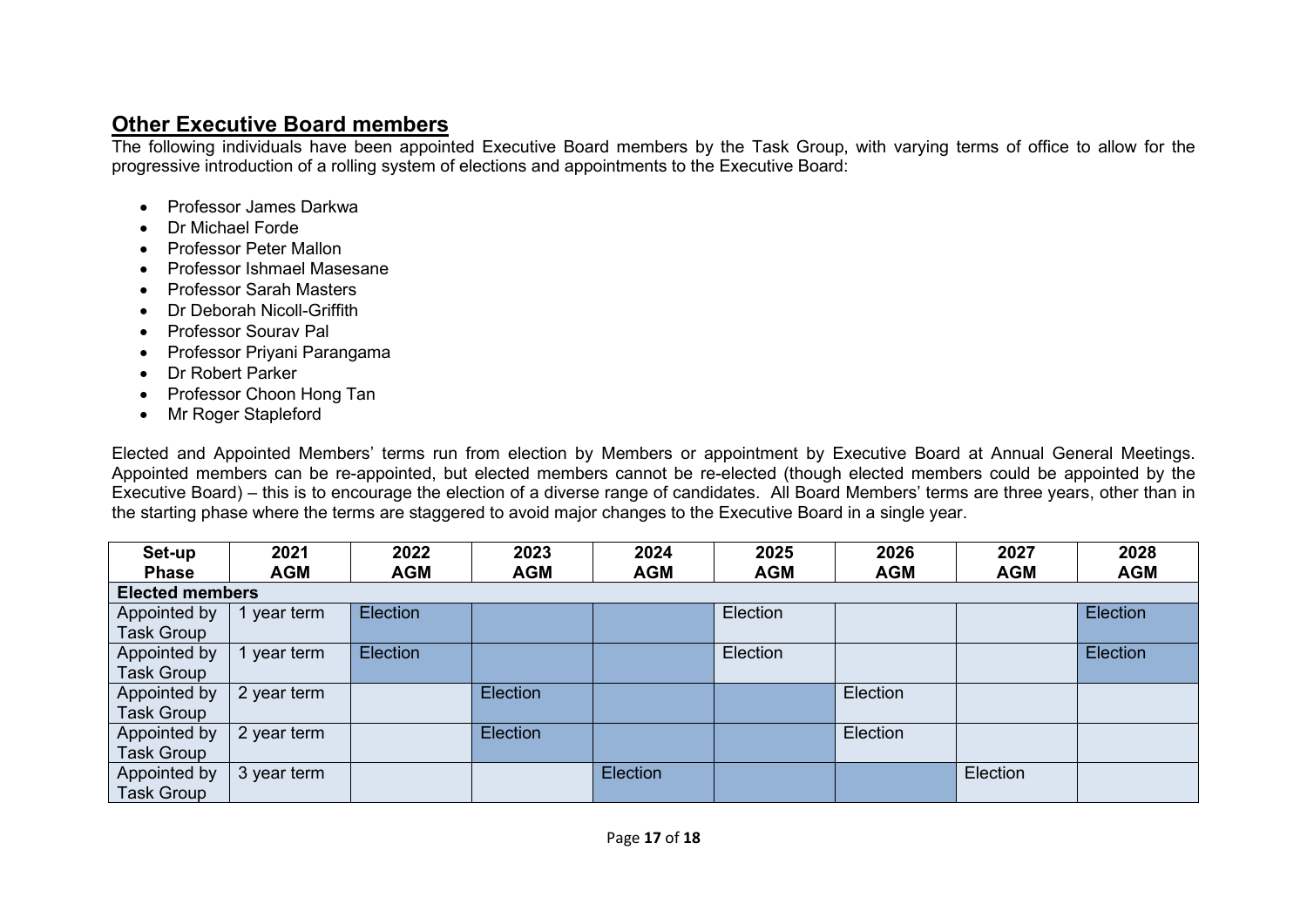## Other Executive Board members

The following individuals have been appointed Executive Board members by the Task Group, with varying terms of office to allow for the progressive introduction of a rolling system of elections and appointments to the Executive Board:

- Professor James Darkwa
- Dr Michael Forde
- Professor Peter Mallon
- Professor Ishmael Masesane
- Professor Sarah Masters
- Dr Deborah Nicoll-Griffith
- Professor Sourav Pal
- Professor Priyani Parangama
- Dr Robert Parker
- Professor Choon Hong Tan
- Mr Roger Stapleford

Elected and Appointed Members' terms run from election by Members or appointment by Executive Board at Annual General Meetings. Appointed members can be re-appointed, but elected members cannot be re-elected (though elected members could be appointed by the Executive Board) – this is to encourage the election of a diverse range of candidates. All Board Members' terms are three years, other than in the starting phase where the terms are staggered to avoid major changes to the Executive Board in a single year.

| Set-up Phase | 2021 AGM | 2022 AGM | 2023 AGM | 2024 AGM | 2025 AGM | 2026 AGM | 2027 AGM | 2028 AGM |
|---|---|---|---|---|---|---|---|---|
| **Elected members** | | | | | | | | |
| Appointed by Task Group | 1 year term | Election | | | Election | | | Election |
| Appointed by Task Group | 1 year term | Election | | | Election | | | Election |
| Appointed by Task Group | 2 year term | | Election | | | Election | | |
| Appointed by Task Group | 2 year term | | Election | | | Election | | |
| Appointed by Task Group | 3 year term | | | Election | | | Election | |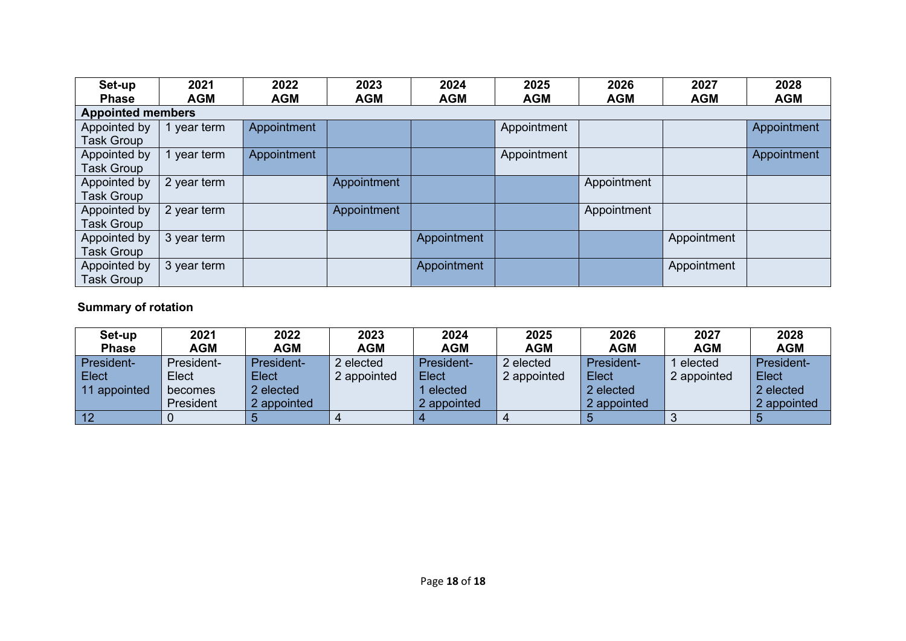| Set-up Phase | 2021 AGM | 2022 AGM | 2023 AGM | 2024 AGM | 2025 AGM | 2026 AGM | 2027 AGM | 2028 AGM |
|---|---|---|---|---|---|---|---|---|
| **Appointed members** | | | | | | | | |
| Appointed by Task Group | 1 year term | Appointment | | | Appointment | | | Appointment |
| Appointed by Task Group | 1 year term | Appointment | | | Appointment | | | Appointment |
| Appointed by Task Group | 2 year term | | Appointment | | | Appointment | | |
| Appointed by Task Group | 2 year term | | Appointment | | | Appointment | | |
| Appointed by Task Group | 3 year term | | | Appointment | | | Appointment | |
| Appointed by Task Group | 3 year term | | | Appointment | | | Appointment | |

**Summary of rotation**

| Set-up Phase | 2021 AGM | 2022 AGM | 2023 AGM | 2024 AGM | 2025 AGM | 2026 AGM | 2027 AGM | 2028 AGM |
|---|---|---|---|---|---|---|---|---|
| President-Elect<br>11 appointed | President-Elect becomes President | President-Elect<br>2 elected<br>2 appointed | 2 elected<br>2 appointed | President-Elect<br>1 elected<br>2 appointed | 2 elected<br>2 appointed | President-Elect<br>2 elected<br>2 appointed | 1 elected<br>2 appointed | President-Elect<br>2 elected<br>2 appointed |
| 12 | 0 | 5 | 4 | 4 | 4 | 5 | 3 | 5 |